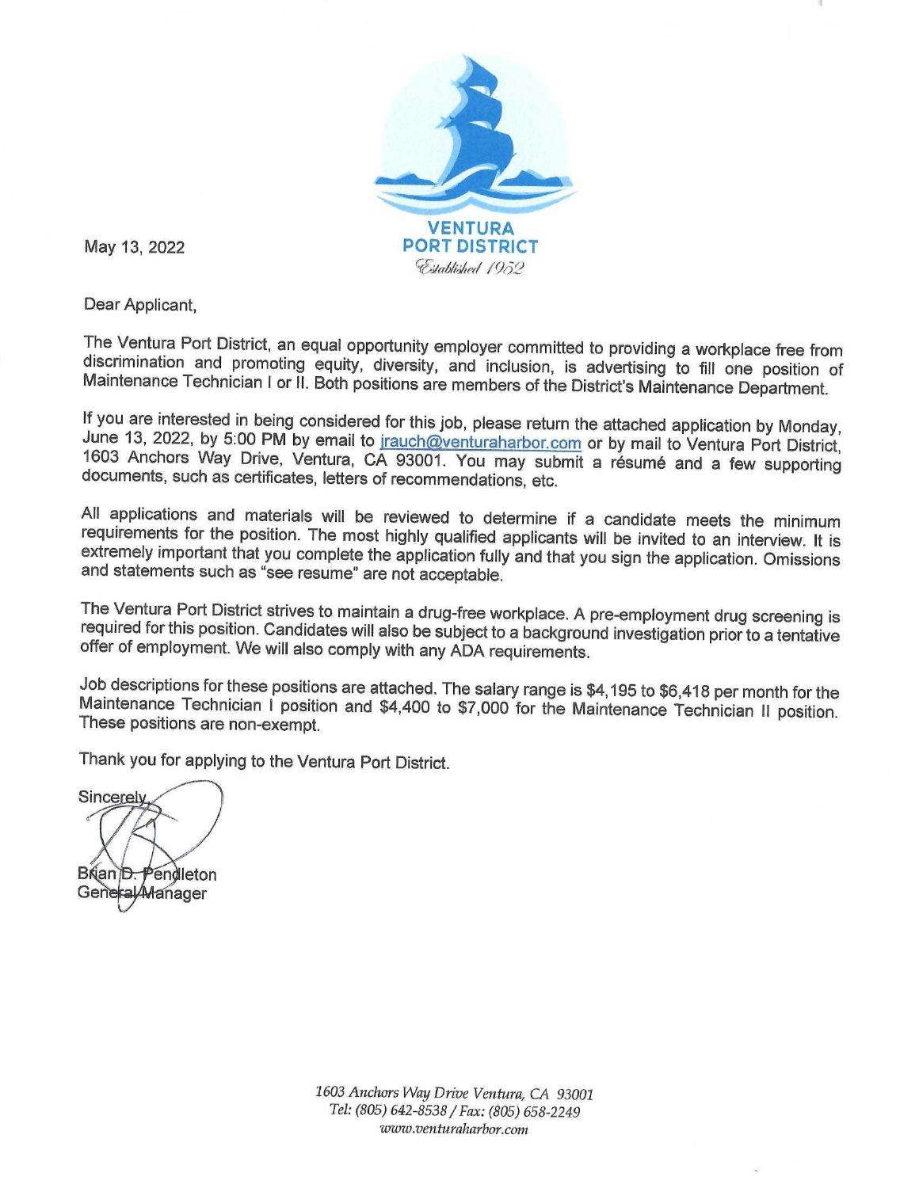VENTURA PORT DISTRICT
*Established 1952*

May 13, 2022

Dear Applicant,

The Ventura Port District, an equal opportunity employer committed to providing a workplace free from discrimination and promoting equity, diversity, and inclusion, is advertising to fill one position of Maintenance Technician I or II. Both positions are members of the District's Maintenance Department.

If you are interested in being considered for this job, please return the attached application by Monday, June 13, 2022, by 5:00 PM by email to jrauch@venturaharbor.com or by mail to Ventura Port District, 1603 Anchors Way Drive, Ventura, CA 93001. You may submit a résumé and a few supporting documents, such as certificates, letters of recommendations, etc.

All applications and materials will be reviewed to determine if a candidate meets the minimum requirements for the position. The most highly qualified applicants will be invited to an interview. It is extremely important that you complete the application fully and that you sign the application. Omissions and statements such as "see resume" are not acceptable.

The Ventura Port District strives to maintain a drug-free workplace. A pre-employment drug screening is required for this position. Candidates will also be subject to a background investigation prior to a tentative offer of employment. We will also comply with any ADA requirements.

Job descriptions for these positions are attached. The salary range is $4,195 to $6,418 per month for the Maintenance Technician I position and $4,400 to $7,000 for the Maintenance Technician II position. These positions are non-exempt.

Thank you for applying to the Ventura Port District.

Sincerely,

Brian D. Pendleton
General Manager

*1603 Anchors Way Drive Ventura, CA 93001*
*Tel: (805) 642-8538 / Fax: (805) 658-2249*
*www.venturaharbor.com*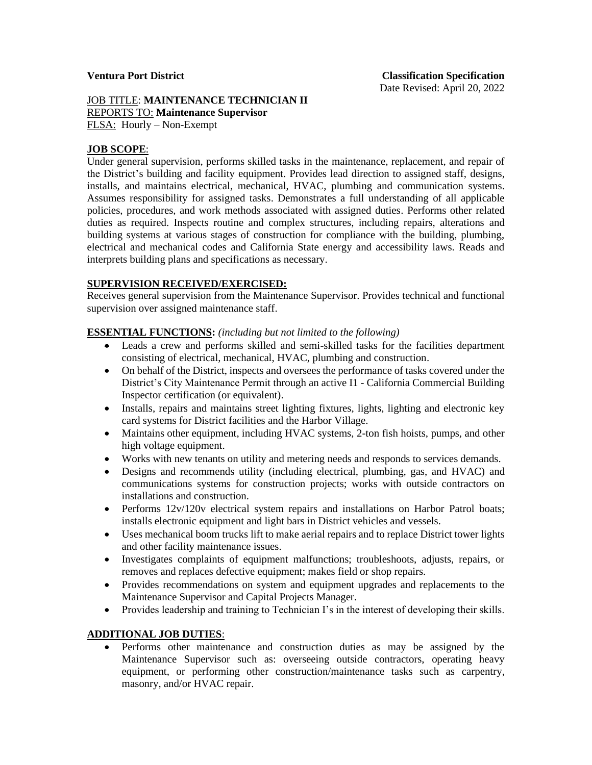**Ventura Port District** **Classification Specification**

Date Revised: April 20, 2022

JOB TITLE: **MAINTENANCE TECHNICIAN II**
REPORTS TO: **Maintenance Supervisor**
FLSA: Hourly – Non-Exempt

## JOB SCOPE:

Under general supervision, performs skilled tasks in the maintenance, replacement, and repair of the District's building and facility equipment. Provides lead direction to assigned staff, designs, installs, and maintains electrical, mechanical, HVAC, plumbing and communication systems. Assumes responsibility for assigned tasks. Demonstrates a full understanding of all applicable policies, procedures, and work methods associated with assigned duties. Performs other related duties as required. Inspects routine and complex structures, including repairs, alterations and building systems at various stages of construction for compliance with the building, plumbing, electrical and mechanical codes and California State energy and accessibility laws. Reads and interprets building plans and specifications as necessary.

## SUPERVISION RECEIVED/EXERCISED:

Receives general supervision from the Maintenance Supervisor. Provides technical and functional supervision over assigned maintenance staff.

## ESSENTIAL FUNCTIONS: *(including but not limited to the following)*

- Leads a crew and performs skilled and semi-skilled tasks for the facilities department consisting of electrical, mechanical, HVAC, plumbing and construction.
- On behalf of the District, inspects and oversees the performance of tasks covered under the District's City Maintenance Permit through an active I1 - California Commercial Building Inspector certification (or equivalent).
- Installs, repairs and maintains street lighting fixtures, lights, lighting and electronic key card systems for District facilities and the Harbor Village.
- Maintains other equipment, including HVAC systems, 2-ton fish hoists, pumps, and other high voltage equipment.
- Works with new tenants on utility and metering needs and responds to services demands.
- Designs and recommends utility (including electrical, plumbing, gas, and HVAC) and communications systems for construction projects; works with outside contractors on installations and construction.
- Performs 12v/120v electrical system repairs and installations on Harbor Patrol boats; installs electronic equipment and light bars in District vehicles and vessels.
- Uses mechanical boom trucks lift to make aerial repairs and to replace District tower lights and other facility maintenance issues.
- Investigates complaints of equipment malfunctions; troubleshoots, adjusts, repairs, or removes and replaces defective equipment; makes field or shop repairs.
- Provides recommendations on system and equipment upgrades and replacements to the Maintenance Supervisor and Capital Projects Manager.
- Provides leadership and training to Technician I's in the interest of developing their skills.

## ADDITIONAL JOB DUTIES:

- Performs other maintenance and construction duties as may be assigned by the Maintenance Supervisor such as: overseeing outside contractors, operating heavy equipment, or performing other construction/maintenance tasks such as carpentry, masonry, and/or HVAC repair.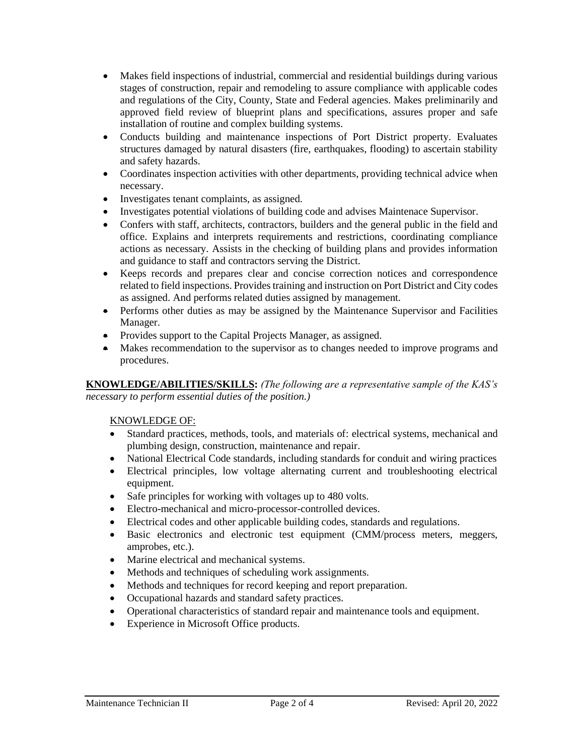- Makes field inspections of industrial, commercial and residential buildings during various stages of construction, repair and remodeling to assure compliance with applicable codes and regulations of the City, County, State and Federal agencies. Makes preliminarily and approved field review of blueprint plans and specifications, assures proper and safe installation of routine and complex building systems.
- Conducts building and maintenance inspections of Port District property. Evaluates structures damaged by natural disasters (fire, earthquakes, flooding) to ascertain stability and safety hazards.
- Coordinates inspection activities with other departments, providing technical advice when necessary.
- Investigates tenant complaints, as assigned.
- Investigates potential violations of building code and advises Maintenace Supervisor.
- Confers with staff, architects, contractors, builders and the general public in the field and office. Explains and interprets requirements and restrictions, coordinating compliance actions as necessary. Assists in the checking of building plans and provides information and guidance to staff and contractors serving the District.
- Keeps records and prepares clear and concise correction notices and correspondence related to field inspections. Provides training and instruction on Port District and City codes as assigned. And performs related duties assigned by management.
- Performs other duties as may be assigned by the Maintenance Supervisor and Facilities Manager.
- Provides support to the Capital Projects Manager, as assigned.
- Makes recommendation to the supervisor as to changes needed to improve programs and procedures.

**KNOWLEDGE/ABILITIES/SKILLS:** *(The following are a representative sample of the KAS's necessary to perform essential duties of the position.)*

KNOWLEDGE OF:

- Standard practices, methods, tools, and materials of: electrical systems, mechanical and plumbing design, construction, maintenance and repair.
- National Electrical Code standards, including standards for conduit and wiring practices
- Electrical principles, low voltage alternating current and troubleshooting electrical equipment.
- Safe principles for working with voltages up to 480 volts.
- Electro-mechanical and micro-processor-controlled devices.
- Electrical codes and other applicable building codes, standards and regulations.
- Basic electronics and electronic test equipment (CMM/process meters, meggers, amprobes, etc.).
- Marine electrical and mechanical systems.
- Methods and techniques of scheduling work assignments.
- Methods and techniques for record keeping and report preparation.
- Occupational hazards and standard safety practices.
- Operational characteristics of standard repair and maintenance tools and equipment.
- Experience in Microsoft Office products.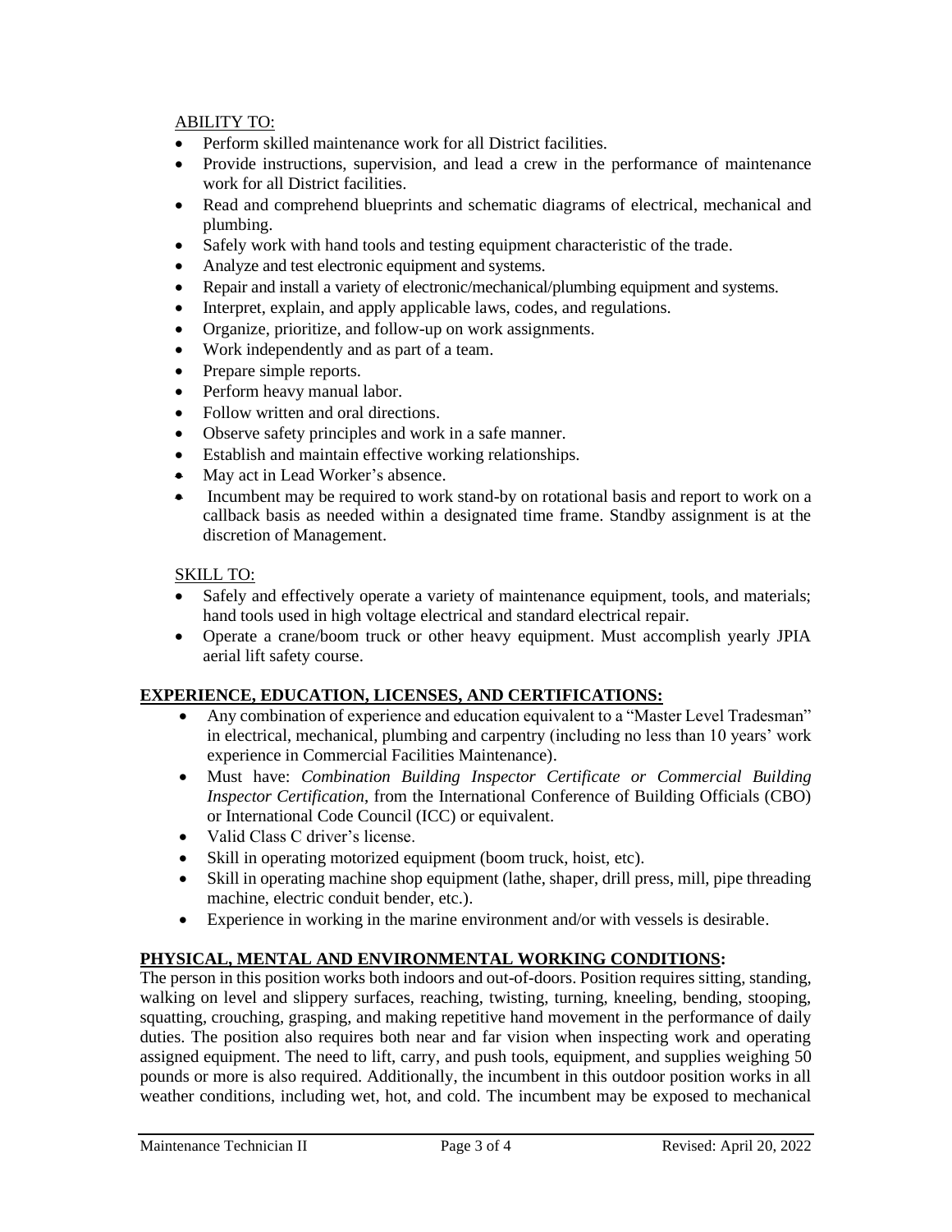ABILITY TO:

- Perform skilled maintenance work for all District facilities.
- Provide instructions, supervision, and lead a crew in the performance of maintenance work for all District facilities.
- Read and comprehend blueprints and schematic diagrams of electrical, mechanical and plumbing.
- Safely work with hand tools and testing equipment characteristic of the trade.
- Analyze and test electronic equipment and systems.
- Repair and install a variety of electronic/mechanical/plumbing equipment and systems.
- Interpret, explain, and apply applicable laws, codes, and regulations.
- Organize, prioritize, and follow-up on work assignments.
- Work independently and as part of a team.
- Prepare simple reports.
- Perform heavy manual labor.
- Follow written and oral directions.
- Observe safety principles and work in a safe manner.
- Establish and maintain effective working relationships.
- May act in Lead Worker's absence.
- Incumbent may be required to work stand-by on rotational basis and report to work on a callback basis as needed within a designated time frame. Standby assignment is at the discretion of Management.

SKILL TO:

- Safely and effectively operate a variety of maintenance equipment, tools, and materials; hand tools used in high voltage electrical and standard electrical repair.
- Operate a crane/boom truck or other heavy equipment. Must accomplish yearly JPIA aerial lift safety course.

## EXPERIENCE, EDUCATION, LICENSES, AND CERTIFICATIONS:

- Any combination of experience and education equivalent to a "Master Level Tradesman" in electrical, mechanical, plumbing and carpentry (including no less than 10 years' work experience in Commercial Facilities Maintenance).
- Must have: *Combination Building Inspector Certificate or Commercial Building Inspector Certification*, from the International Conference of Building Officials (CBO) or International Code Council (ICC) or equivalent.
- Valid Class C driver's license.
- Skill in operating motorized equipment (boom truck, hoist, etc).
- Skill in operating machine shop equipment (lathe, shaper, drill press, mill, pipe threading machine, electric conduit bender, etc.).
- Experience in working in the marine environment and/or with vessels is desirable.

## PHYSICAL, MENTAL AND ENVIRONMENTAL WORKING CONDITIONS:

The person in this position works both indoors and out-of-doors. Position requires sitting, standing, walking on level and slippery surfaces, reaching, twisting, turning, kneeling, bending, stooping, squatting, crouching, grasping, and making repetitive hand movement in the performance of daily duties. The position also requires both near and far vision when inspecting work and operating assigned equipment. The need to lift, carry, and push tools, equipment, and supplies weighing 50 pounds or more is also required. Additionally, the incumbent in this outdoor position works in all weather conditions, including wet, hot, and cold. The incumbent may be exposed to mechanical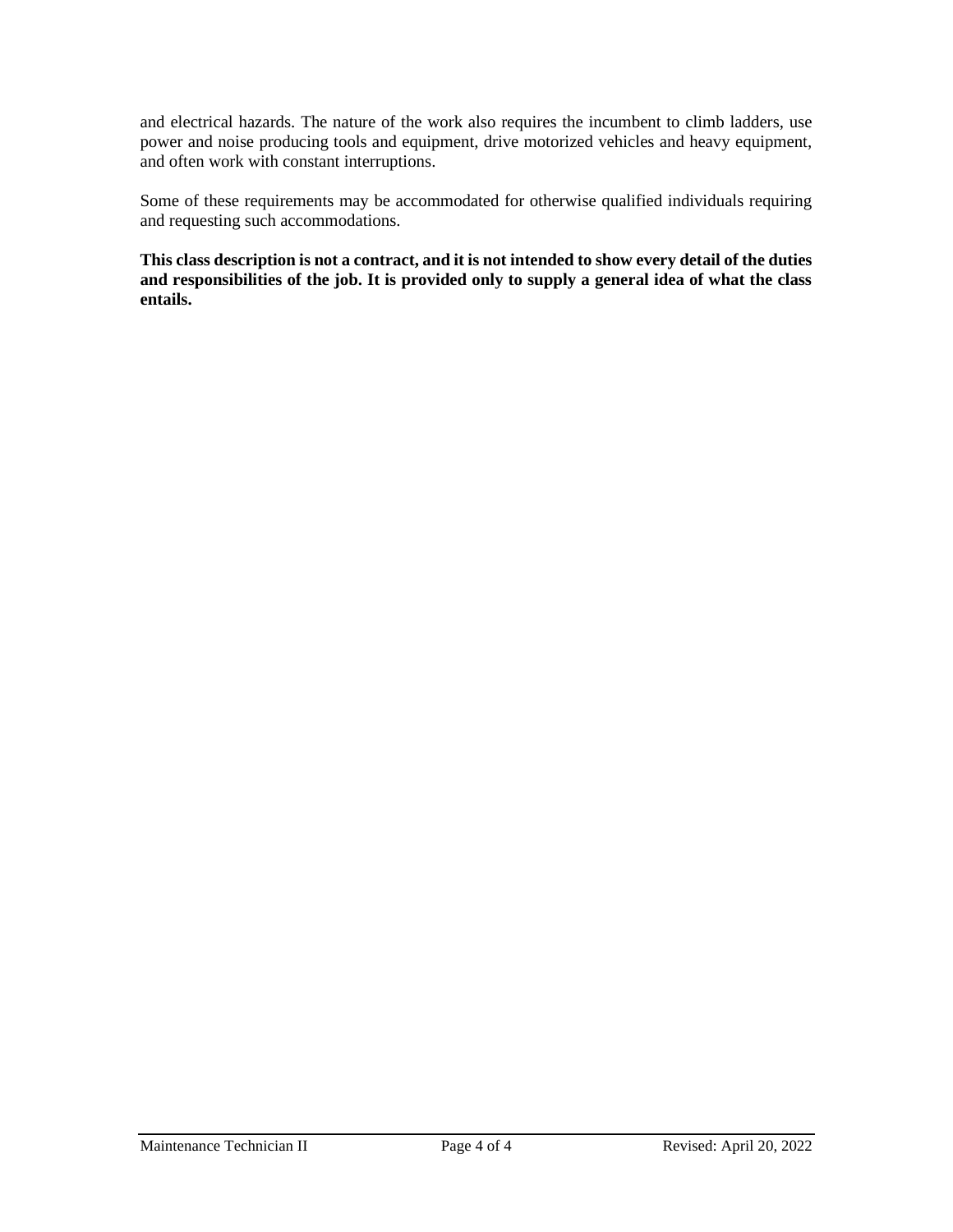and electrical hazards. The nature of the work also requires the incumbent to climb ladders, use power and noise producing tools and equipment, drive motorized vehicles and heavy equipment, and often work with constant interruptions.

Some of these requirements may be accommodated for otherwise qualified individuals requiring and requesting such accommodations.

**This class description is not a contract, and it is not intended to show every detail of the duties and responsibilities of the job. It is provided only to supply a general idea of what the class entails.**